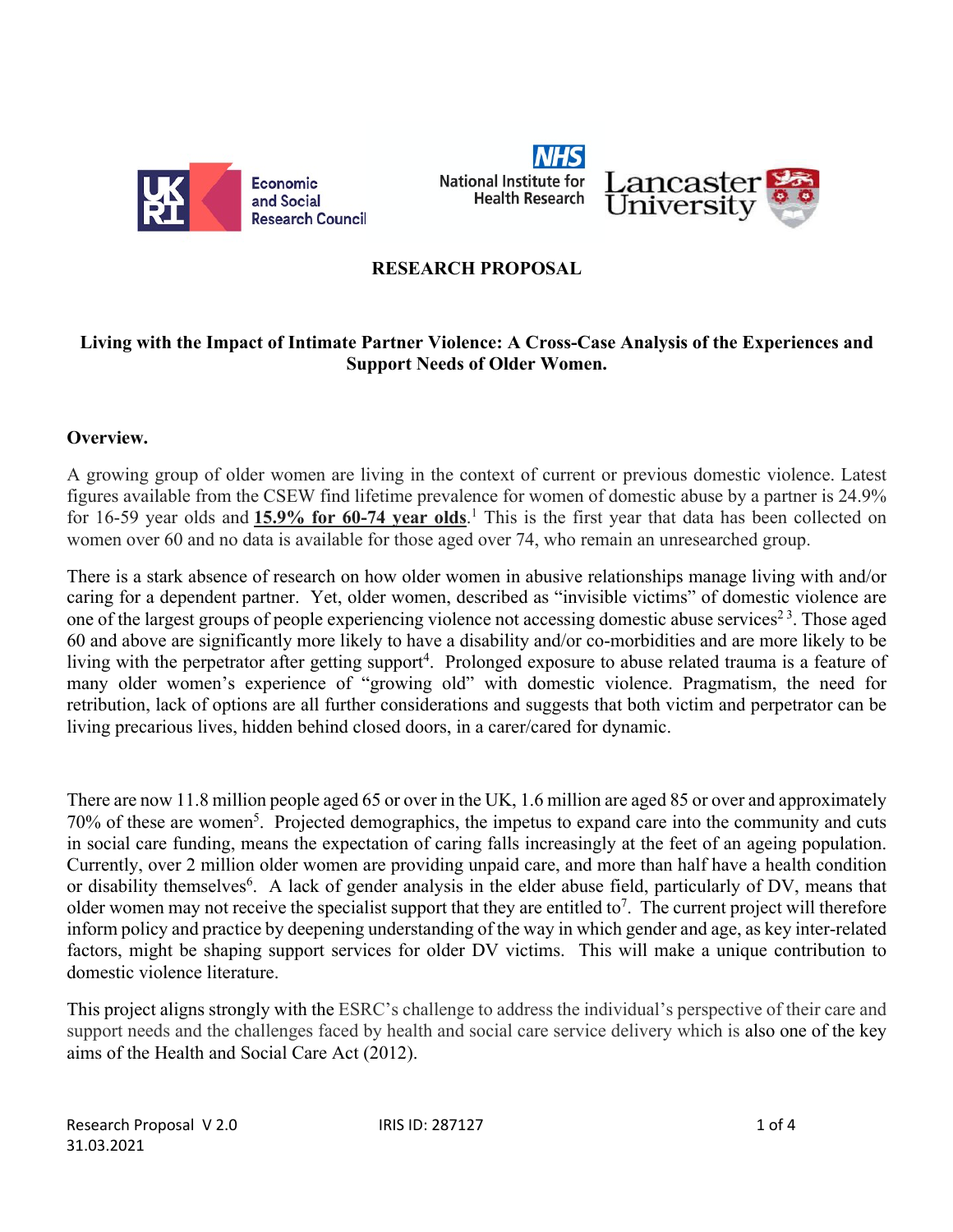**RESEARCH PROPOSAL**

**Living with the Impact of Intimate Partner Violence: A Cross-Case Analysis of the Experiences and Support Needs of Older Women.**

**Overview.**

A growing group of older women are living in the context of current or previous domestic violence. Latest figures available from the CSEW find lifetime prevalence for women of domestic abuse by a partner is 24.9% for 16-59 year olds and **15.9% for 60-74 year olds**.[1] This is the first year that data has been collected on women over 60 and no data is available for those aged over 74, who remain an unresearched group.

There is a stark absence of research on how older women in abusive relationships manage living with and/or caring for a dependent partner. Yet, older women, described as "invisible victims" of domestic violence are one of the largest groups of people experiencing violence not accessing domestic abuse services[2,3]. Those aged 60 and above are significantly more likely to have a disability and/or co-morbidities and are more likely to be living with the perpetrator after getting support[4]. Prolonged exposure to abuse related trauma is a feature of many older women's experience of "growing old" with domestic violence. Pragmatism, the need for retribution, lack of options are all further considerations and suggests that both victim and perpetrator can be living precarious lives, hidden behind closed doors, in a carer/cared for dynamic.

There are now 11.8 million people aged 65 or over in the UK, 1.6 million are aged 85 or over and approximately 70% of these are women[5]. Projected demographics, the impetus to expand care into the community and cuts in social care funding, means the expectation of caring falls increasingly at the feet of an ageing population. Currently, over 2 million older women are providing unpaid care, and more than half have a health condition or disability themselves[6]. A lack of gender analysis in the elder abuse field, particularly of DV, means that older women may not receive the specialist support that they are entitled to[7]. The current project will therefore inform policy and practice by deepening understanding of the way in which gender and age, as key inter-related factors, might be shaping support services for older DV victims. This will make a unique contribution to domestic violence literature.

This project aligns strongly with the ESRC's challenge to address the individual's perspective of their care and support needs and the challenges faced by health and social care service delivery which is also one of the key aims of the Health and Social Care Act (2012).

Research Proposal V 2.0 31.03.2021 IRIS ID: 287127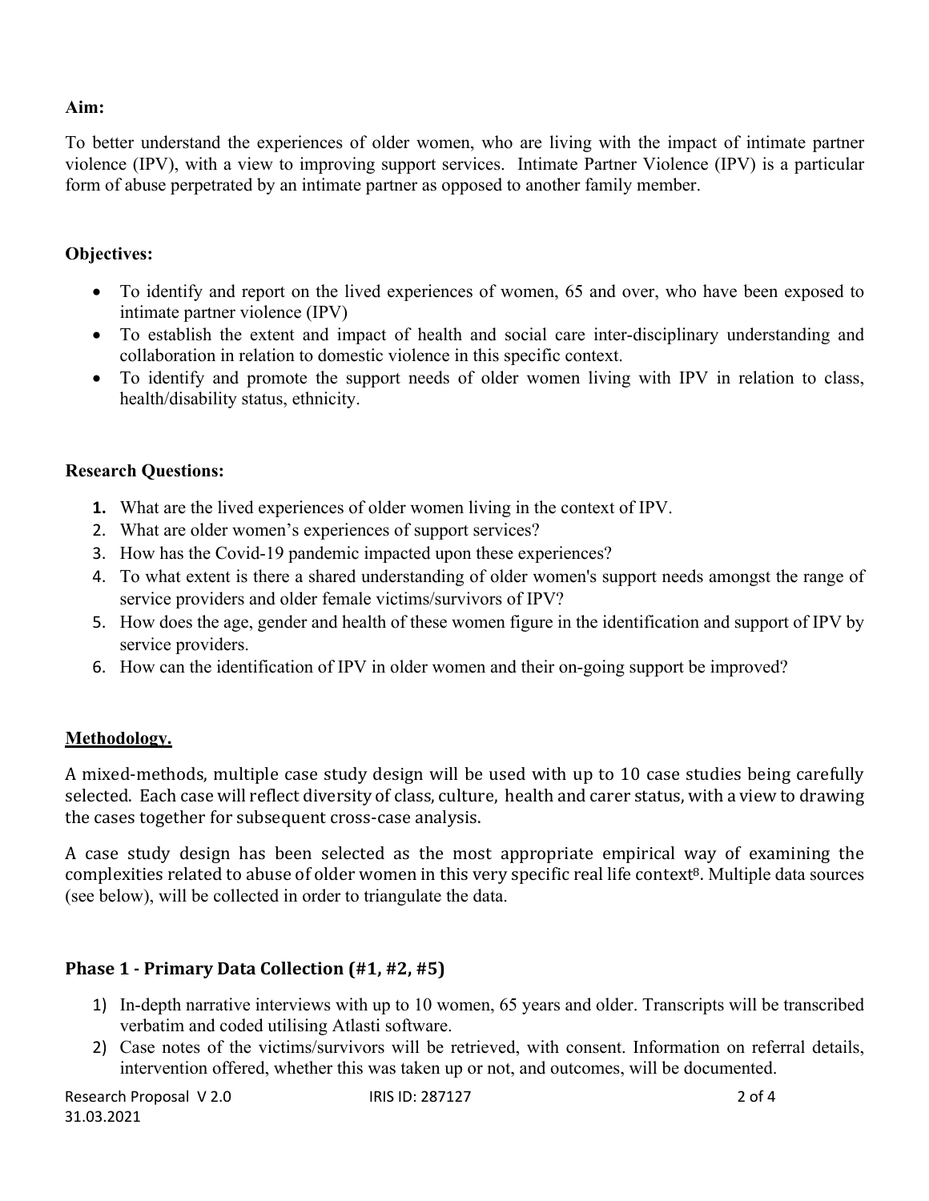**Aim:**

To better understand the experiences of older women, who are living with the impact of intimate partner violence (IPV), with a view to improving support services. Intimate Partner Violence (IPV) is a particular form of abuse perpetrated by an intimate partner as opposed to another family member.

**Objectives:**

- To identify and report on the lived experiences of women, 65 and over, who have been exposed to intimate partner violence (IPV)
- To establish the extent and impact of health and social care inter-disciplinary understanding and collaboration in relation to domestic violence in this specific context.
- To identify and promote the support needs of older women living with IPV in relation to class, health/disability status, ethnicity.

**Research Questions:**

1. What are the lived experiences of older women living in the context of IPV.
2. What are older women's experiences of support services?
3. How has the Covid-19 pandemic impacted upon these experiences?
4. To what extent is there a shared understanding of older women's support needs amongst the range of service providers and older female victims/survivors of IPV?
5. How does the age, gender and health of these women figure in the identification and support of IPV by service providers.
6. How can the identification of IPV in older women and their on-going support be improved?

**Methodology.**

A mixed-methods, multiple case study design will be used with up to 10 case studies being carefully selected. Each case will reflect diversity of class, culture, health and carer status, with a view to drawing the cases together for subsequent cross-case analysis.

A case study design has been selected as the most appropriate empirical way of examining the complexities related to abuse of older women in this very specific real life context[8]. Multiple data sources (see below), will be collected in order to triangulate the data.

**Phase 1 - Primary Data Collection (#1, #2, #5)**

1) In-depth narrative interviews with up to 10 women, 65 years and older. Transcripts will be transcribed verbatim and coded utilising Atlasti software.
2) Case notes of the victims/survivors will be retrieved, with consent. Information on referral details, intervention offered, whether this was taken up or not, and outcomes, will be documented.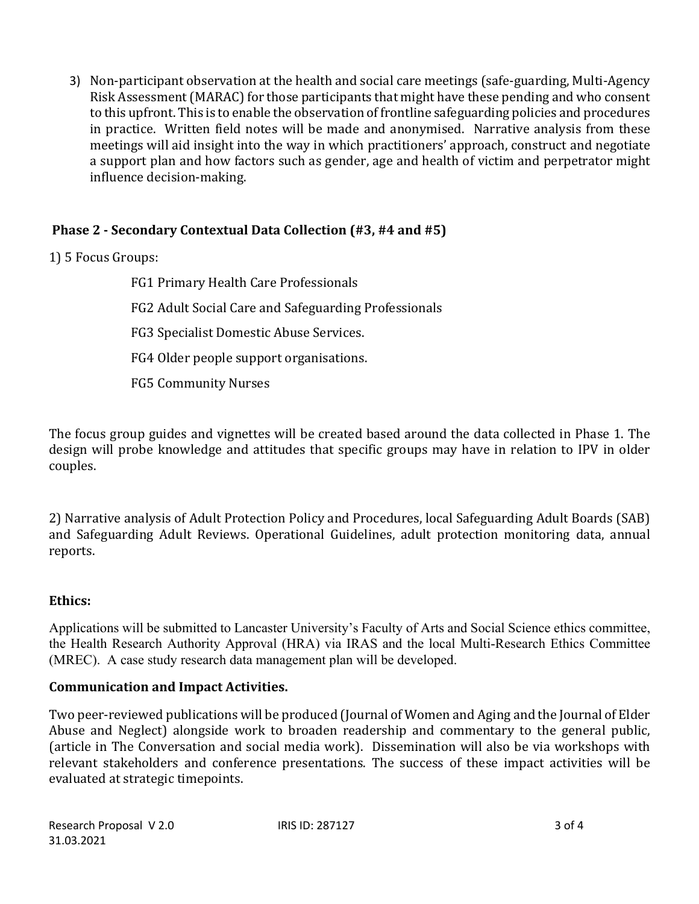3) Non-participant observation at the health and social care meetings (safe-guarding, Multi-Agency Risk Assessment (MARAC) for those participants that might have these pending and who consent to this upfront. This is to enable the observation of frontline safeguarding policies and procedures in practice. Written field notes will be made and anonymised. Narrative analysis from these meetings will aid insight into the way in which practitioners' approach, construct and negotiate a support plan and how factors such as gender, age and health of victim and perpetrator might influence decision-making.

### Phase 2 - Secondary Contextual Data Collection (#3, #4 and #5)

1) 5 Focus Groups:

FG1 Primary Health Care Professionals

FG2 Adult Social Care and Safeguarding Professionals

FG3 Specialist Domestic Abuse Services.

FG4 Older people support organisations.

FG5 Community Nurses

The focus group guides and vignettes will be created based around the data collected in Phase 1. The design will probe knowledge and attitudes that specific groups may have in relation to IPV in older couples.

2) Narrative analysis of Adult Protection Policy and Procedures, local Safeguarding Adult Boards (SAB) and Safeguarding Adult Reviews. Operational Guidelines, adult protection monitoring data, annual reports.

### Ethics:

Applications will be submitted to Lancaster University's Faculty of Arts and Social Science ethics committee, the Health Research Authority Approval (HRA) via IRAS and the local Multi-Research Ethics Committee (MREC). A case study research data management plan will be developed.

### Communication and Impact Activities.

Two peer-reviewed publications will be produced (Journal of Women and Aging and the Journal of Elder Abuse and Neglect) alongside work to broaden readership and commentary to the general public, (article in The Conversation and social media work). Dissemination will also be via workshops with relevant stakeholders and conference presentations. The success of these impact activities will be evaluated at strategic timepoints.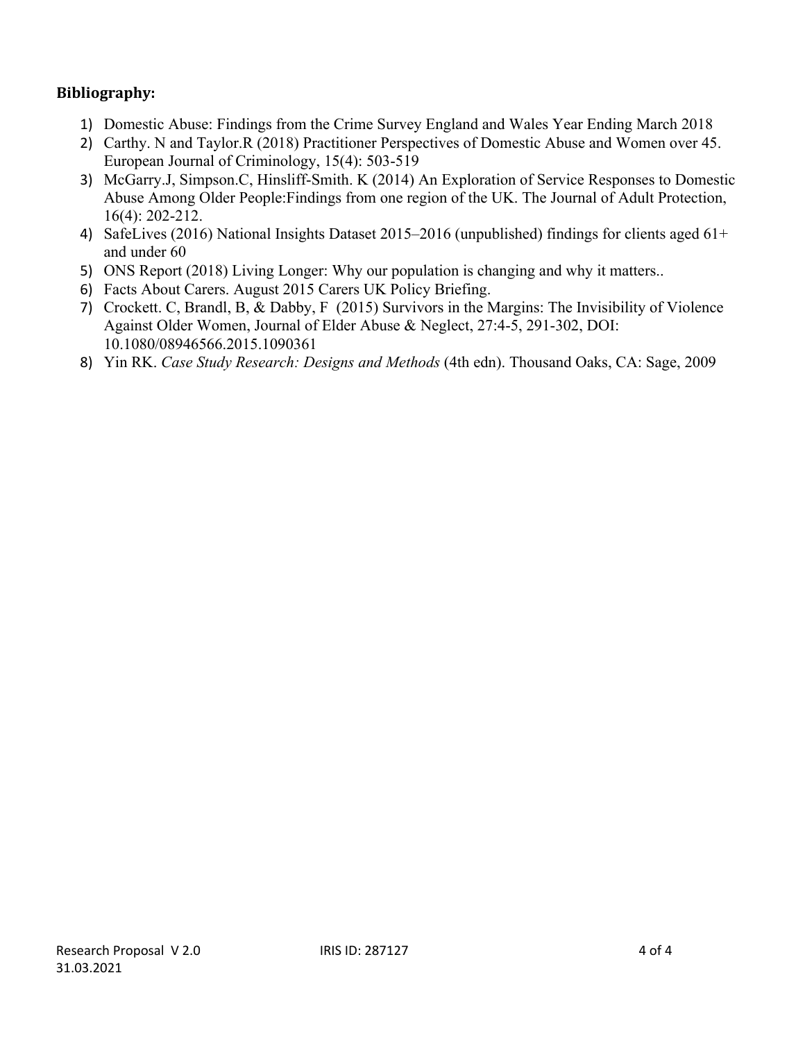**Bibliography:**

1) Domestic Abuse: Findings from the Crime Survey England and Wales Year Ending March 2018
2) Carthy. N and Taylor.R (2018) Practitioner Perspectives of Domestic Abuse and Women over 45. European Journal of Criminology, 15(4): 503-519
3) McGarry.J, Simpson.C, Hinsliff-Smith. K (2014) An Exploration of Service Responses to Domestic Abuse Among Older People:Findings from one region of the UK. The Journal of Adult Protection, 16(4): 202-212.
4) SafeLives (2016) National Insights Dataset 2015–2016 (unpublished) findings for clients aged 61+ and under 60
5) ONS Report (2018) Living Longer: Why our population is changing and why it matters..
6) Facts About Carers. August 2015 Carers UK Policy Briefing.
7) Crockett. C, Brandl, B, & Dabby, F (2015) Survivors in the Margins: The Invisibility of Violence Against Older Women, Journal of Elder Abuse & Neglect, 27:4-5, 291-302, DOI: 10.1080/08946566.2015.1090361
8) Yin RK. *Case Study Research: Designs and Methods* (4th edn). Thousand Oaks, CA: Sage, 2009